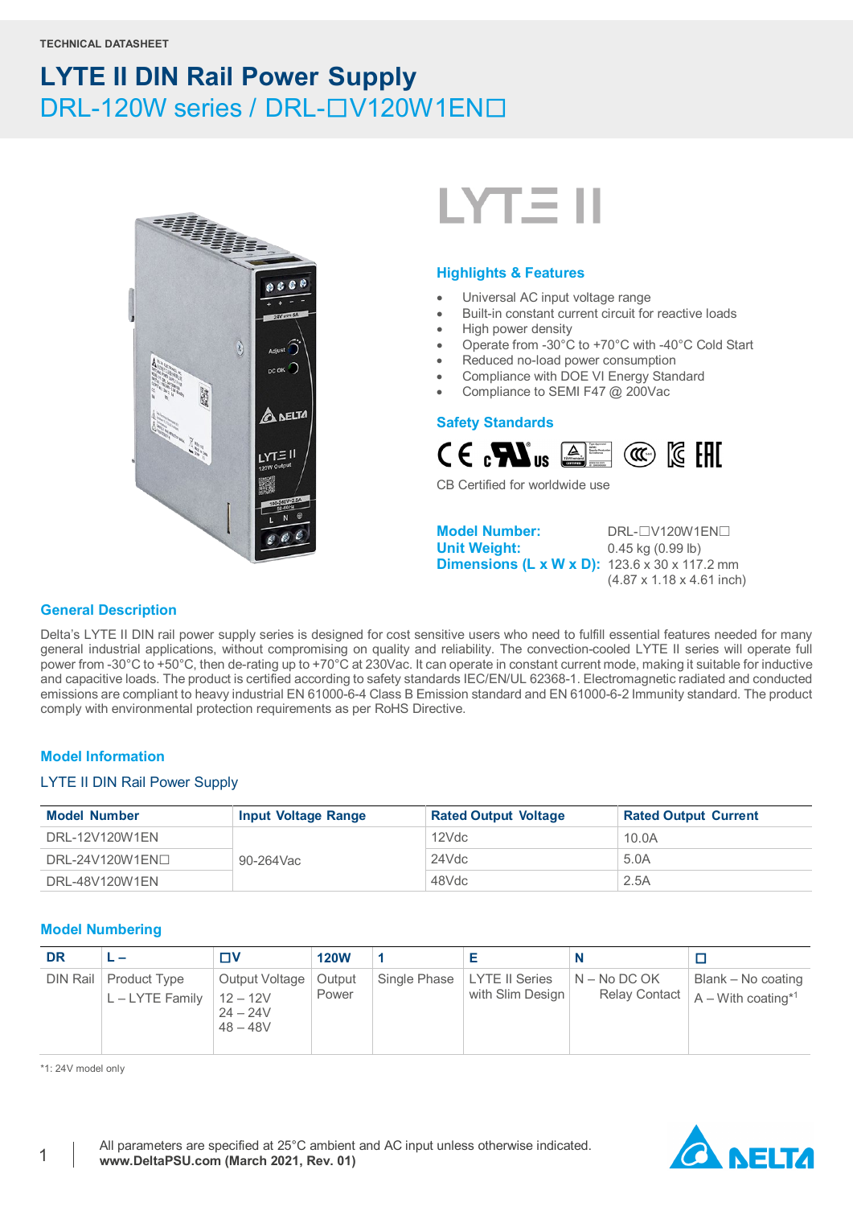TECHNICAL DATASHEET

# LYTE II DIN Rail Power Supply

## DRL-120W series / DRL-☐V120W1EN☐

### Highlights & Features

- Universal AC input voltage range
- Built-in constant current circuit for reactive loads
- High power density
- Operate from -30°C to +70°C with -40°C Cold Start
- Reduced no-load power consumption
- Compliance with DOE VI Energy Standard
- Compliance to SEMI F47 @ 200Vac

### Safety Standards

CB Certified for worldwide use

**Model Number:** DRL-☐V120W1EN☐
**Unit Weight:** 0.45 kg (0.99 lb)
**Dimensions (L x W x D):** 123.6 x 30 x 117.2 mm (4.87 x 1.18 x 4.61 inch)

### General Description

Delta's LYTE II DIN rail power supply series is designed for cost sensitive users who need to fulfill essential features needed for many general industrial applications, without compromising on quality and reliability. The convection-cooled LYTE II series will operate full power from -30°C to +50°C, then de-rating up to +70°C at 230Vac. It can operate in constant current mode, making it suitable for inductive and capacitive loads. The product is certified according to safety standards IEC/EN/UL 62368-1. Electromagnetic radiated and conducted emissions are compliant to heavy industrial EN 61000-6-4 Class B Emission standard and EN 61000-6-2 Immunity standard. The product comply with environmental protection requirements as per RoHS Directive.

### Model Information

LYTE II DIN Rail Power Supply

| Model Number | Input Voltage Range | Rated Output Voltage | Rated Output Current |
|---|---|---|---|
| DRL-12V120W1EN | 90-264Vac | 12Vdc | 10.0A |
| DRL-24V120W1EN☐ | | 24Vdc | 5.0A |
| DRL-48V120W1EN | | 48Vdc | 2.5A |

### Model Numbering

| DR | L – | ☐V | 120W | 1 | E | N | ☐ |
|---|---|---|---|---|---|---|---|
| DIN Rail | Product Type<br>L – LYTE Family | Output Voltage<br>12 – 12V<br>24 – 24V<br>48 – 48V | Output Power | Single Phase | LYTE II Series with Slim Design | N – No DC OK Relay Contact | Blank – No coating<br>A – With coating*1 |

*1: 24V model only

All parameters are specified at 25°C ambient and AC input unless otherwise indicated.
**www.DeltaPSU.com (March 2021, Rev. 01)**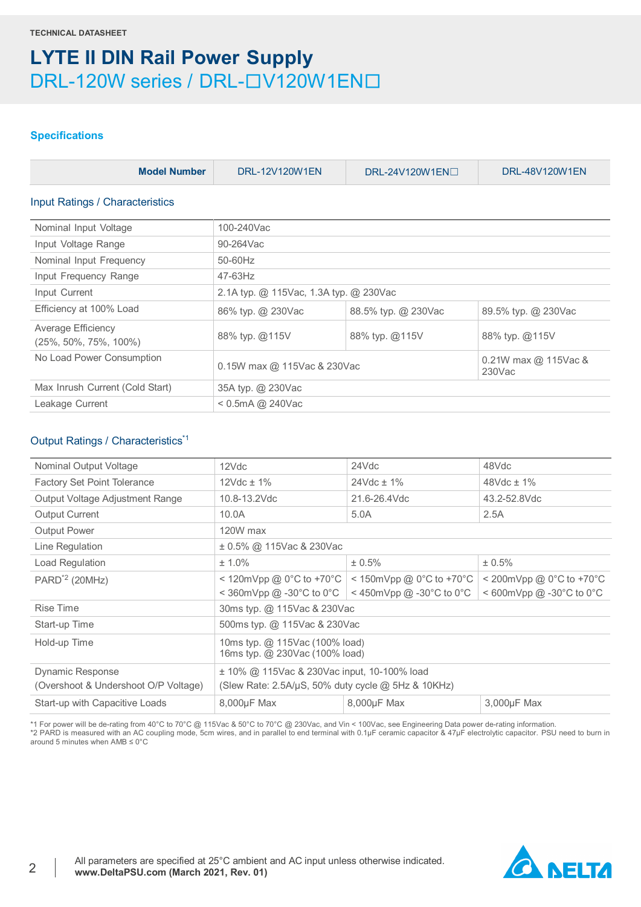TECHNICAL DATASHEET

# LYTE II DIN Rail Power Supply

## DRL-120W series / DRL-☐V120W1EN☐

### Specifications

| Model Number | DRL-12V120W1EN | DRL-24V120W1EN☐ | DRL-48V120W1EN |
|---|---|---|---|

#### Input Ratings / Characteristics

| | | | |
|---|---|---|---|
| Nominal Input Voltage | 100-240Vac | | |
| Input Voltage Range | 90-264Vac | | |
| Nominal Input Frequency | 50-60Hz | | |
| Input Frequency Range | 47-63Hz | | |
| Input Current | 2.1A typ. @ 115Vac, 1.3A typ. @ 230Vac | | |
| Efficiency at 100% Load | 86% typ. @ 230Vac | 88.5% typ. @ 230Vac | 89.5% typ. @ 230Vac |
| Average Efficiency (25%, 50%, 75%, 100%) | 88% typ. @115V | 88% typ. @115V | 88% typ. @115V |
| No Load Power Consumption | 0.15W max @ 115Vac & 230Vac | | 0.21W max @ 115Vac & 230Vac |
| Max Inrush Current (Cold Start) | 35A typ. @ 230Vac | | |
| Leakage Current | < 0.5mA @ 240Vac | | |

#### Output Ratings / Characteristics[*1]

| | | | |
|---|---|---|---|
| Nominal Output Voltage | 12Vdc | 24Vdc | 48Vdc |
| Factory Set Point Tolerance | 12Vdc ± 1% | 24Vdc ± 1% | 48Vdc ± 1% |
| Output Voltage Adjustment Range | 10.8-13.2Vdc | 21.6-26.4Vdc | 43.2-52.8Vdc |
| Output Current | 10.0A | 5.0A | 2.5A |
| Output Power | 120W max | | |
| Line Regulation | ± 0.5% @ 115Vac & 230Vac | | |
| Load Regulation | ± 1.0% | ± 0.5% | ± 0.5% |
| PARD[*2] (20MHz) | < 120mVpp @ 0°C to +70°C<br>< 360mVpp @ -30°C to 0°C | < 150mVpp @ 0°C to +70°C<br>< 450mVpp @ -30°C to 0°C | < 200mVpp @ 0°C to +70°C<br>< 600mVpp @ -30°C to 0°C |
| Rise Time | 30ms typ. @ 115Vac & 230Vac | | |
| Start-up Time | 500ms typ. @ 115Vac & 230Vac | | |
| Hold-up Time | 10ms typ. @ 115Vac (100% load)<br>16ms typ. @ 230Vac (100% load) | | |
| Dynamic Response (Overshoot & Undershoot O/P Voltage) | ± 10% @ 115Vac & 230Vac input, 10-100% load<br>(Slew Rate: 2.5A/µS, 50% duty cycle @ 5Hz & 10KHz) | | |
| Start-up with Capacitive Loads | 8,000µF Max | 8,000µF Max | 3,000µF Max |

*1 For power will be de-rating from 40°C to 70°C @ 115Vac & 50°C to 70°C @ 230Vac, and Vin < 100Vac, see Engineering Data power de-rating information.
*2 PARD is measured with an AC coupling mode, 5cm wires, and in parallel to end terminal with 0.1µF ceramic capacitor & 47µF electrolytic capacitor. PSU need to burn in around 5 minutes when AMB ≤ 0°C

All parameters are specified at 25°C ambient and AC input unless otherwise indicated.
**www.DeltaPSU.com (March 2021, Rev. 01)**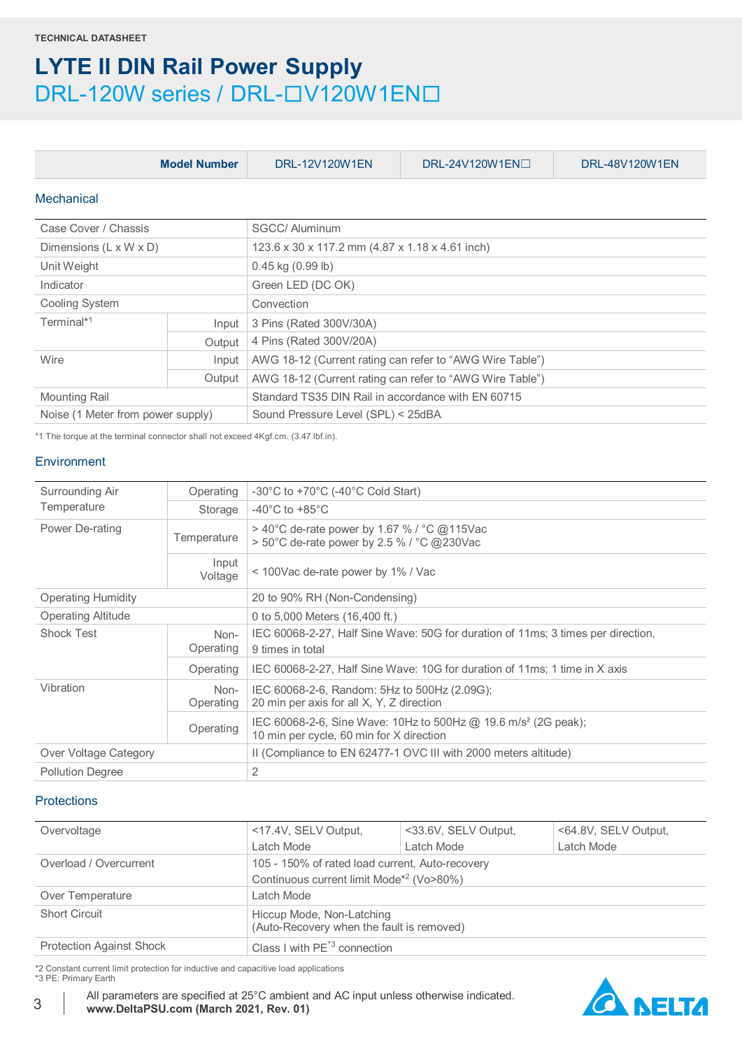TECHNICAL DATASHEET

# LYTE II DIN Rail Power Supply

## DRL-120W series / DRL-☐V120W1EN☐

| Model Number | | DRL-12V120W1EN | DRL-24V120W1EN☐ | DRL-48V120W1EN |
|---|---|---|---|---|

### Mechanical

| | | |
|---|---|---|
| Case Cover / Chassis | | SGCC/ Aluminum |
| Dimensions (L x W x D) | | 123.6 x 30 x 117.2 mm (4.87 x 1.18 x 4.61 inch) |
| Unit Weight | | 0.45 kg (0.99 lb) |
| Indicator | | Green LED (DC OK) |
| Cooling System | | Convection |
| Terminal*1 | Input | 3 Pins (Rated 300V/30A) |
| | Output | 4 Pins (Rated 300V/20A) |
| Wire | Input | AWG 18-12 (Current rating can refer to "AWG Wire Table") |
| | Output | AWG 18-12 (Current rating can refer to "AWG Wire Table") |
| Mounting Rail | | Standard TS35 DIN Rail in accordance with EN 60715 |
| Noise (1 Meter from power supply) | | Sound Pressure Level (SPL) < 25dBA |

*1 The torque at the terminal connector shall not exceed 4Kgf.cm. (3.47 lbf.in).

### Environment

| | | |
|---|---|---|
| Surrounding Air Temperature | Operating | -30°C to +70°C (-40°C Cold Start) |
| | Storage | -40°C to +85°C |
| Power De-rating | Temperature | > 40°C de-rate power by 1.67 % / °C @115Vac<br>> 50°C de-rate power by 2.5 % / °C @230Vac |
| | Input Voltage | < 100Vac de-rate power by 1% / Vac |
| Operating Humidity | | 20 to 90% RH (Non-Condensing) |
| Operating Altitude | | 0 to 5,000 Meters (16,400 ft.) |
| Shock Test | Non-Operating | IEC 60068-2-27, Half Sine Wave: 50G for duration of 11ms; 3 times per direction, 9 times in total |
| | Operating | IEC 60068-2-27, Half Sine Wave: 10G for duration of 11ms; 1 time in X axis |
| Vibration | Non-Operating | IEC 60068-2-6, Random: 5Hz to 500Hz (2.09G);<br>20 min per axis for all X, Y, Z direction |
| | Operating | IEC 60068-2-6, Sine Wave: 10Hz to 500Hz @ 19.6 m/s² (2G peak);<br>10 min per cycle, 60 min for X direction |
| Over Voltage Category | | II (Compliance to EN 62477-1 OVC III with 2000 meters altitude) |
| Pollution Degree | | 2 |

### Protections

| | | | |
|---|---|---|---|
| Overvoltage | <17.4V, SELV Output, Latch Mode | <33.6V, SELV Output, Latch Mode | <64.8V, SELV Output, Latch Mode |
| Overload / Overcurrent | 105 - 150% of rated load current, Auto-recovery<br>Continuous current limit Mode*2 (Vo>80%) | | |
| Over Temperature | Latch Mode | | |
| Short Circuit | Hiccup Mode, Non-Latching<br>(Auto-Recovery when the fault is removed) | | |
| Protection Against Shock | Class I with PE*3 connection | | |

*2 Constant current limit protection for inductive and capacitive load applications
*3 PE: Primary Earth

All parameters are specified at 25°C ambient and AC input unless otherwise indicated.
**www.DeltaPSU.com (March 2021, Rev. 01)**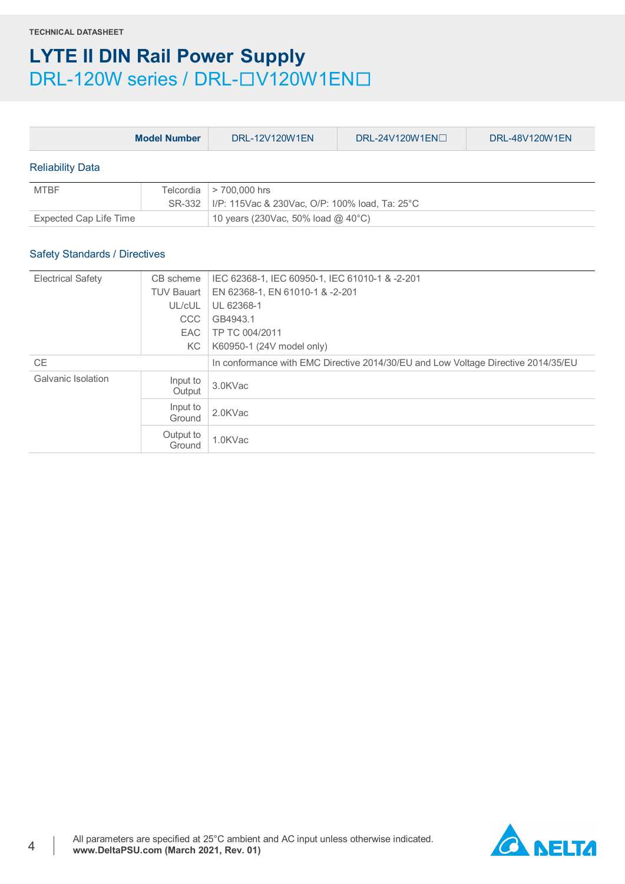**TECHNICAL DATASHEET**

# LYTE II DIN Rail Power Supply

## DRL-120W series / DRL-☐V120W1EN☐

| Model Number | | DRL-12V120W1EN | DRL-24V120W1EN☐ | DRL-48V120W1EN |
|---|---|---|---|---|

### Reliability Data

| | | |
|---|---|---|
| MTBF | Telcordia SR-332 | > 700,000 hrs<br>I/P: 115Vac & 230Vac, O/P: 100% load, Ta: 25°C |
| Expected Cap Life Time | | 10 years (230Vac, 50% load @ 40°C) |

### Safety Standards / Directives

| | | |
|---|---|---|
| Electrical Safety | CB scheme | IEC 62368-1, IEC 60950-1, IEC 61010-1 & -2-201 |
| | TUV Bauart | EN 62368-1, EN 61010-1 & -2-201 |
| | UL/cUL | UL 62368-1 |
| | CCC | GB4943.1 |
| | EAC | TP TC 004/2011 |
| | KC | K60950-1 (24V model only) |
| CE | | In conformance with EMC Directive 2014/30/EU and Low Voltage Directive 2014/35/EU |
| Galvanic Isolation | Input to Output | 3.0KVac |
| | Input to Ground | 2.0KVac |
| | Output to Ground | 1.0KVac |

All parameters are specified at 25°C ambient and AC input unless otherwise indicated.
**www.DeltaPSU.com (March 2021, Rev. 01)**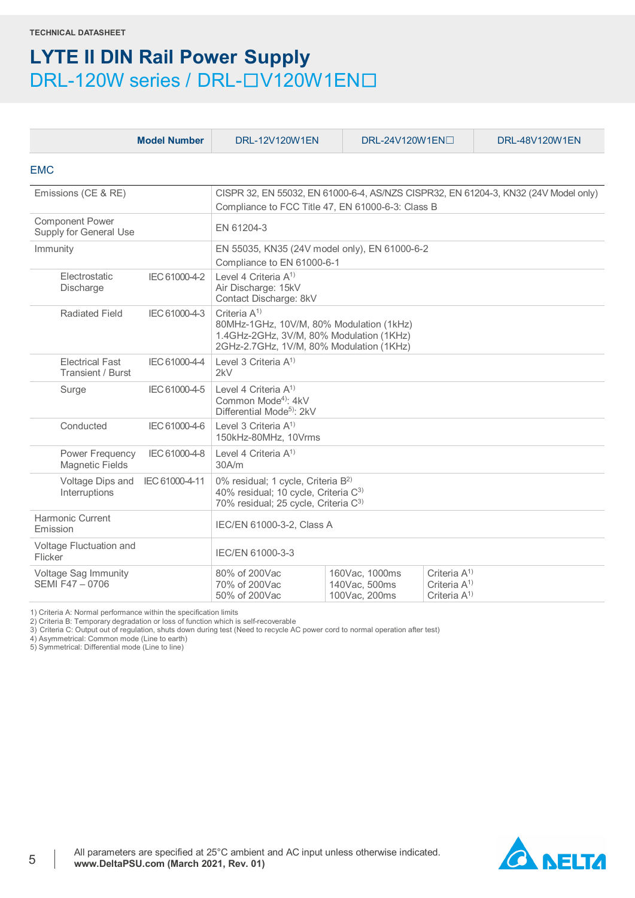TECHNICAL DATASHEET

# LYTE II DIN Rail Power Supply

## DRL-120W series / DRL-☐V120W1EN☐

| Model Number | DRL-12V120W1EN | DRL-24V120W1EN☐ | DRL-48V120W1EN |
|---|---|---|---|

### EMC

| | | | | |
|---|---|---|---|---|
| Emissions (CE & RE) | | CISPR 32, EN 55032, EN 61000-6-4, AS/NZS CISPR32, EN 61204-3, KN32 (24V Model only)<br>Compliance to FCC Title 47, EN 61000-6-3: Class B | | |
| Component Power Supply for General Use | | EN 61204-3 | | |
| Immunity | | EN 55035, KN35 (24V model only), EN 61000-6-2<br>Compliance to EN 61000-6-1 | | |
| Electrostatic Discharge | IEC 61000-4-2 | Level 4 Criteria A[1)]<br>Air Discharge: 15kV<br>Contact Discharge: 8kV | | |
| Radiated Field | IEC 61000-4-3 | Criteria A[1)]<br>80MHz-1GHz, 10V/M, 80% Modulation (1kHz)<br>1.4GHz-2GHz, 3V/M, 80% Modulation (1KHz)<br>2GHz-2.7GHz, 1V/M, 80% Modulation (1KHz) | | |
| Electrical Fast Transient / Burst | IEC 61000-4-4 | Level 3 Criteria A[1)]<br>2kV | | |
| Surge | IEC 61000-4-5 | Level 4 Criteria A[1)]<br>Common Mode[4)]: 4kV<br>Differential Mode[5)]: 2kV | | |
| Conducted | IEC 61000-4-6 | Level 3 Criteria A[1)]<br>150kHz-80MHz, 10Vrms | | |
| Power Frequency Magnetic Fields | IEC 61000-4-8 | Level 4 Criteria A[1)]<br>30A/m | | |
| Voltage Dips and Interruptions | IEC 61000-4-11 | 0% residual; 1 cycle, Criteria B[2)]<br>40% residual; 10 cycle, Criteria C[3)]<br>70% residual; 25 cycle, Criteria C[3)] | | |
| Harmonic Current Emission | | IEC/EN 61000-3-2, Class A | | |
| Voltage Fluctuation and Flicker | | IEC/EN 61000-3-3 | | |
| Voltage Sag Immunity SEMI F47 – 0706 | | 80% of 200Vac<br>70% of 200Vac<br>50% of 200Vac | 160Vac, 1000ms<br>140Vac, 500ms<br>100Vac, 200ms | Criteria A[1)]<br>Criteria A[1)]<br>Criteria A[1)] |

1) Criteria A: Normal performance within the specification limits
2) Criteria B: Temporary degradation or loss of function which is self-recoverable
3) Criteria C: Output out of regulation, shuts down during test (Need to recycle AC power cord to normal operation after test)
4) Asymmetrical: Common mode (Line to earth)
5) Symmetrical: Differential mode (Line to line)

All parameters are specified at 25°C ambient and AC input unless otherwise indicated.
**www.DeltaPSU.com (March 2021, Rev. 01)**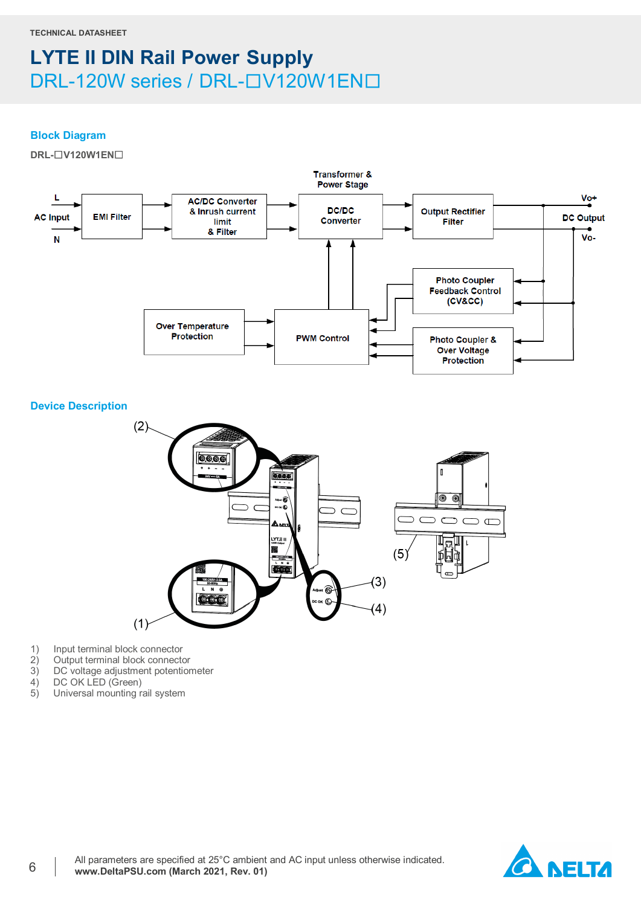TECHNICAL DATASHEET

# LYTE II DIN Rail Power Supply

## DRL-120W series / DRL-☐V120W1EN☐

### Block Diagram

DRL-☐V120W1EN☐

### Device Description

1) Input terminal block connector
2) Output terminal block connector
3) DC voltage adjustment potentiometer
4) DC OK LED (Green)
5) Universal mounting rail system

All parameters are specified at 25°C ambient and AC input unless otherwise indicated.
**www.DeltaPSU.com (March 2021, Rev. 01)**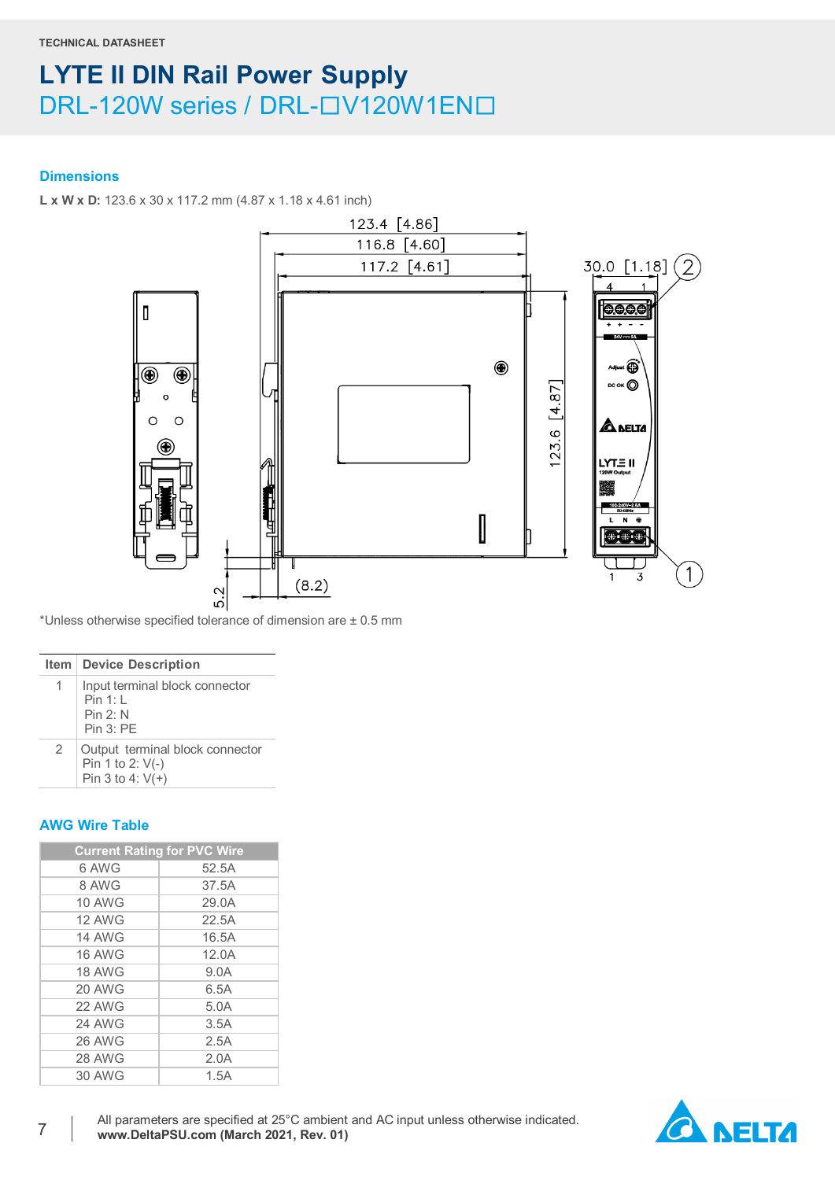TECHNICAL DATASHEET

# LYTE II DIN Rail Power Supply

## DRL-120W series / DRL-☐V120W1EN☐

### Dimensions

**L x W x D:** 123.6 x 30 x 117.2 mm (4.87 x 1.18 x 4.61 inch)

*Unless otherwise specified tolerance of dimension are ± 0.5 mm

| Item | Device Description |
|---|---|
| 1 | Input terminal block connector<br>Pin 1: L<br>Pin 2: N<br>Pin 3: PE |
| 2 | Output terminal block connector<br>Pin 1 to 2: V(-)<br>Pin 3 to 4: V(+) |

### AWG Wire Table

| Current Rating for PVC Wire | |
|---|---|
| 6 AWG | 52.5A |
| 8 AWG | 37.5A |
| 10 AWG | 29.0A |
| 12 AWG | 22.5A |
| 14 AWG | 16.5A |
| 16 AWG | 12.0A |
| 18 AWG | 9.0A |
| 20 AWG | 6.5A |
| 22 AWG | 5.0A |
| 24 AWG | 3.5A |
| 26 AWG | 2.5A |
| 28 AWG | 2.0A |
| 30 AWG | 1.5A |

All parameters are specified at 25°C ambient and AC input unless otherwise indicated.
**www.DeltaPSU.com (March 2021, Rev. 01)**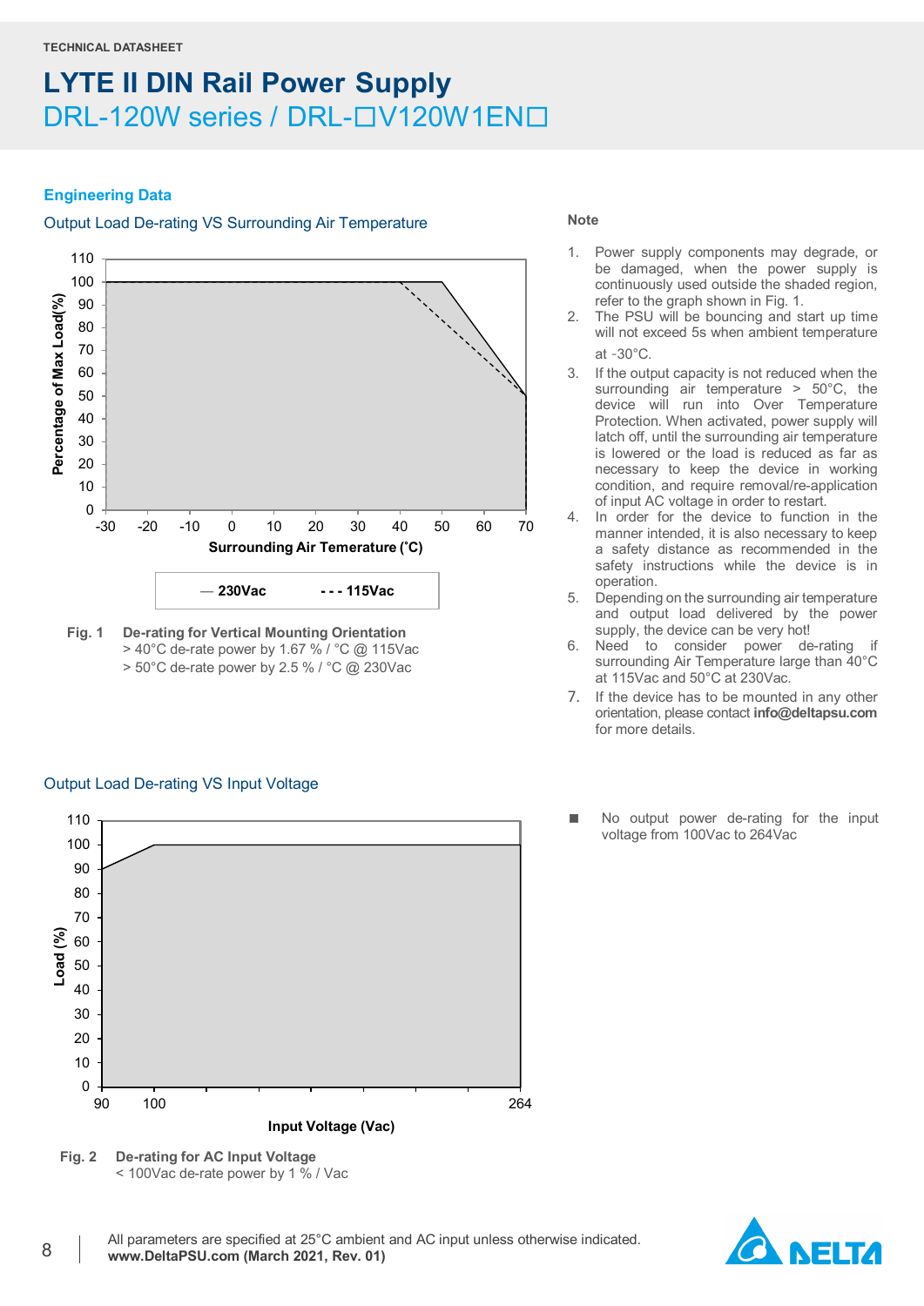## Engineering Data

### Output Load De-rating VS Surrounding Air Temperature

**Fig. 1 De-rating for Vertical Mounting Orientation**
> 40°C de-rate power by 1.67 % / °C @ 115Vac
> 50°C de-rate power by 2.5 % / °C @ 230Vac

**Note**

1. Power supply components may degrade, or be damaged, when the power supply is continuously used outside the shaded region, refer to the graph shown in Fig. 1.
2. The PSU will be bouncing and start up time will not exceed 5s when ambient temperature at -30°C.
3. If the output capacity is not reduced when the surrounding air temperature > 50°C, the device will run into Over Temperature Protection. When activated, power supply will latch off, until the surrounding air temperature is lowered or the load is reduced as far as necessary to keep the device in working condition, and require removal/re-application of input AC voltage in order to restart.
4. In order for the device to function in the manner intended, it is also necessary to keep a safety distance as recommended in the safety instructions while the device is in operation.
5. Depending on the surrounding air temperature and output load delivered by the power supply, the device can be very hot!
6. Need to consider power de-rating if surrounding Air Temperature large than 40°C at 115Vac and 50°C at 230Vac.
7. If the device has to be mounted in any other orientation, please contact **info@deltapsu.com** for more details.

### Output Load De-rating VS Input Voltage

**Fig. 2 De-rating for AC Input Voltage**
< 100Vac de-rate power by 1 % / Vac

- No output power de-rating for the input voltage from 100Vac to 264Vac

All parameters are specified at 25°C ambient and AC input unless otherwise indicated.
**www.DeltaPSU.com (March 2021, Rev. 01)**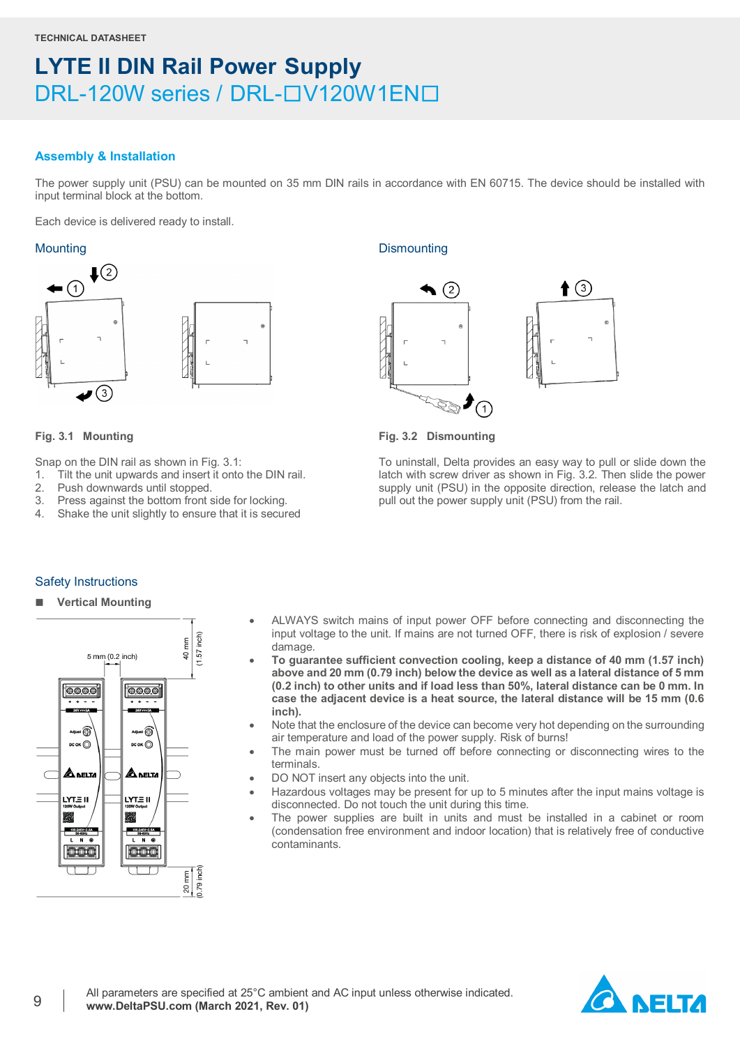## Assembly & Installation

The power supply unit (PSU) can be mounted on 35 mm DIN rails in accordance with EN 60715. The device should be installed with input terminal block at the bottom.

Each device is delivered ready to install.

### Mounting

**Fig. 3.1 Mounting**

Snap on the DIN rail as shown in Fig. 3.1:

1. Tilt the unit upwards and insert it onto the DIN rail.
2. Push downwards until stopped.
3. Press against the bottom front side for locking.
4. Shake the unit slightly to ensure that it is secured

### Dismounting

**Fig. 3.2 Dismounting**

To uninstall, Delta provides an easy way to pull or slide down the latch with screw driver as shown in Fig. 3.2. Then slide the power supply unit (PSU) in the opposite direction, release the latch and pull out the power supply unit (PSU) from the rail.

### Safety Instructions

■ **Vertical Mounting**

- ALWAYS switch mains of input power OFF before connecting and disconnecting the input voltage to the unit. If mains are not turned OFF, there is risk of explosion / severe damage.
- **To guarantee sufficient convection cooling, keep a distance of 40 mm (1.57 inch) above and 20 mm (0.79 inch) below the device as well as a lateral distance of 5 mm (0.2 inch) to other units and if load less than 50%, lateral distance can be 0 mm. In case the adjacent device is a heat source, the lateral distance will be 15 mm (0.6 inch).**
- Note that the enclosure of the device can become very hot depending on the surrounding air temperature and load of the power supply. Risk of burns!
- The main power must be turned off before connecting or disconnecting wires to the terminals.
- DO NOT insert any objects into the unit.
- Hazardous voltages may be present for up to 5 minutes after the input mains voltage is disconnected. Do not touch the unit during this time.
- The power supplies are built in units and must be installed in a cabinet or room (condensation free environment and indoor location) that is relatively free of conductive contaminants.

All parameters are specified at 25°C ambient and AC input unless otherwise indicated.
**www.DeltaPSU.com (March 2021, Rev. 01)**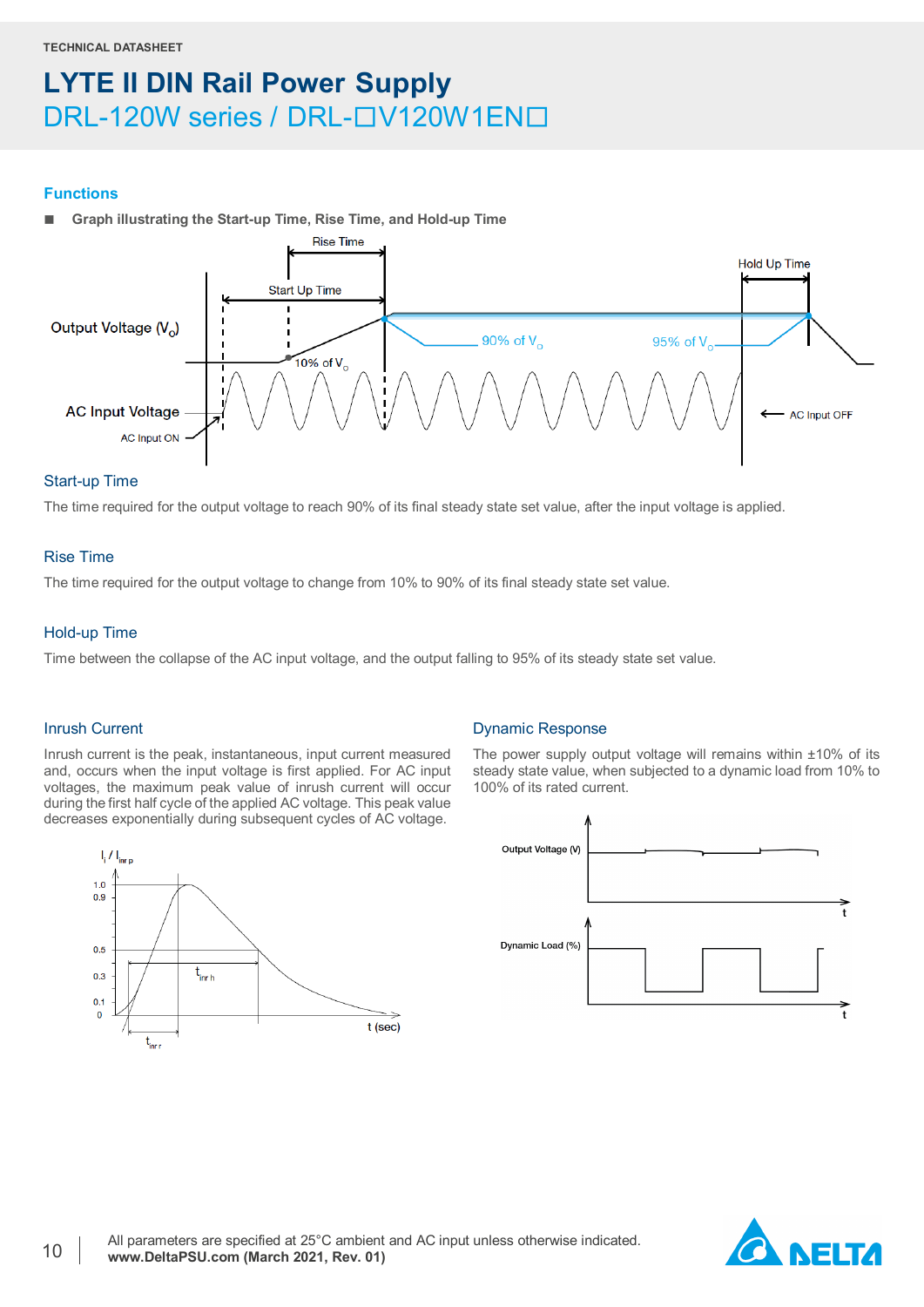## Functions

■ **Graph illustrating the Start-up Time, Rise Time, and Hold-up Time**

### Start-up Time

The time required for the output voltage to reach 90% of its final steady state set value, after the input voltage is applied.

### Rise Time

The time required for the output voltage to change from 10% to 90% of its final steady state set value.

### Hold-up Time

Time between the collapse of the AC input voltage, and the output falling to 95% of its steady state set value.

### Inrush Current

Inrush current is the peak, instantaneous, input current measured and, occurs when the input voltage is first applied. For AC input voltages, the maximum peak value of inrush current will occur during the first half cycle of the applied AC voltage. This peak value decreases exponentially during subsequent cycles of AC voltage.

### Dynamic Response

The power supply output voltage will remains within ±10% of its steady state value, when subjected to a dynamic load from 10% to 100% of its rated current.

All parameters are specified at 25°C ambient and AC input unless otherwise indicated.
**www.DeltaPSU.com (March 2021, Rev. 01)**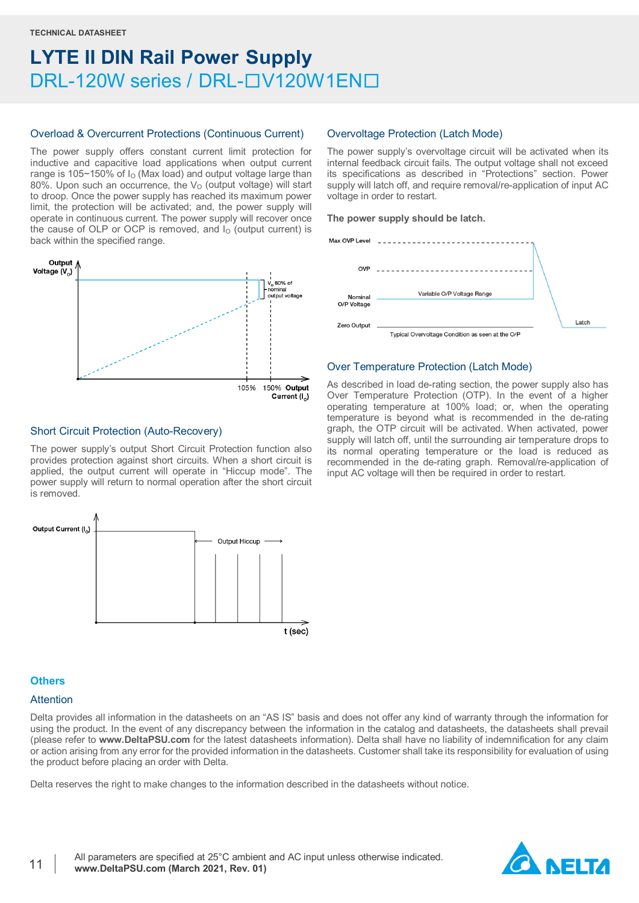TECHNICAL DATASHEET

# LYTE II DIN Rail Power Supply

## DRL-120W series / DRL-☐V120W1EN☐

### Overload & Overcurrent Protections (Continuous Current)

The power supply offers constant current limit protection for inductive and capacitive load applications when output current range is 105~150% of $I_O$ (Max load) and output voltage large than 80%. Upon such an occurrence, the $V_O$ (output voltage) will start to droop. Once the power supply has reached its maximum power limit, the protection will be activated; and, the power supply will operate in continuous current. The power supply will recover once the cause of OLP or OCP is removed, and $I_O$ (output current) is back within the specified range.

Output Voltage ($V_O$)
$V_O$ 80% of nominal output voltage
105%
150%
Output Current ($I_O$)

### Short Circuit Protection (Auto-Recovery)

The power supply's output Short Circuit Protection function also provides protection against short circuits. When a short circuit is applied, the output current will operate in "Hiccup mode". The power supply will return to normal operation after the short circuit is removed.

Output Current ($I_O$)
Output Hiccup
t (sec)

### Overvoltage Protection (Latch Mode)

The power supply's overvoltage circuit will be activated when its internal feedback circuit fails. The output voltage shall not exceed its specifications as described in "Protections" section. Power supply will latch off, and require removal/re-application of input AC voltage in order to restart.

**The power supply should be latch.**

Max OVP Level
OVP
Nominal O/P Voltage
Variable O/P Voltage Range
Zero Output
Latch
Typical Overvoltage Condition as seen at the O/P

### Over Temperature Protection (Latch Mode)

As described in load de-rating section, the power supply also has Over Temperature Protection (OTP). In the event of a higher operating temperature at 100% load; or, when the operating temperature is beyond what is recommended in the de-rating graph, the OTP circuit will be activated. When activated, power supply will latch off, until the surrounding air temperature drops to its normal operating temperature or the load is reduced as recommended in the de-rating graph. Removal/re-application of input AC voltage will then be required in order to restart.

## Others

### Attention

Delta provides all information in the datasheets on an "AS IS" basis and does not offer any kind of warranty through the information for using the product. In the event of any discrepancy between the information in the catalog and datasheets, the datasheets shall prevail (please refer to **www.DeltaPSU.com** for the latest datasheets information). Delta shall have no liability of indemnification for any claim or action arising from any error for the provided information in the datasheets. Customer shall take its responsibility for evaluation of using the product before placing an order with Delta.

Delta reserves the right to make changes to the information described in the datasheets without notice.

All parameters are specified at 25°C ambient and AC input unless otherwise indicated.
**www.DeltaPSU.com (March 2021, Rev. 01)**